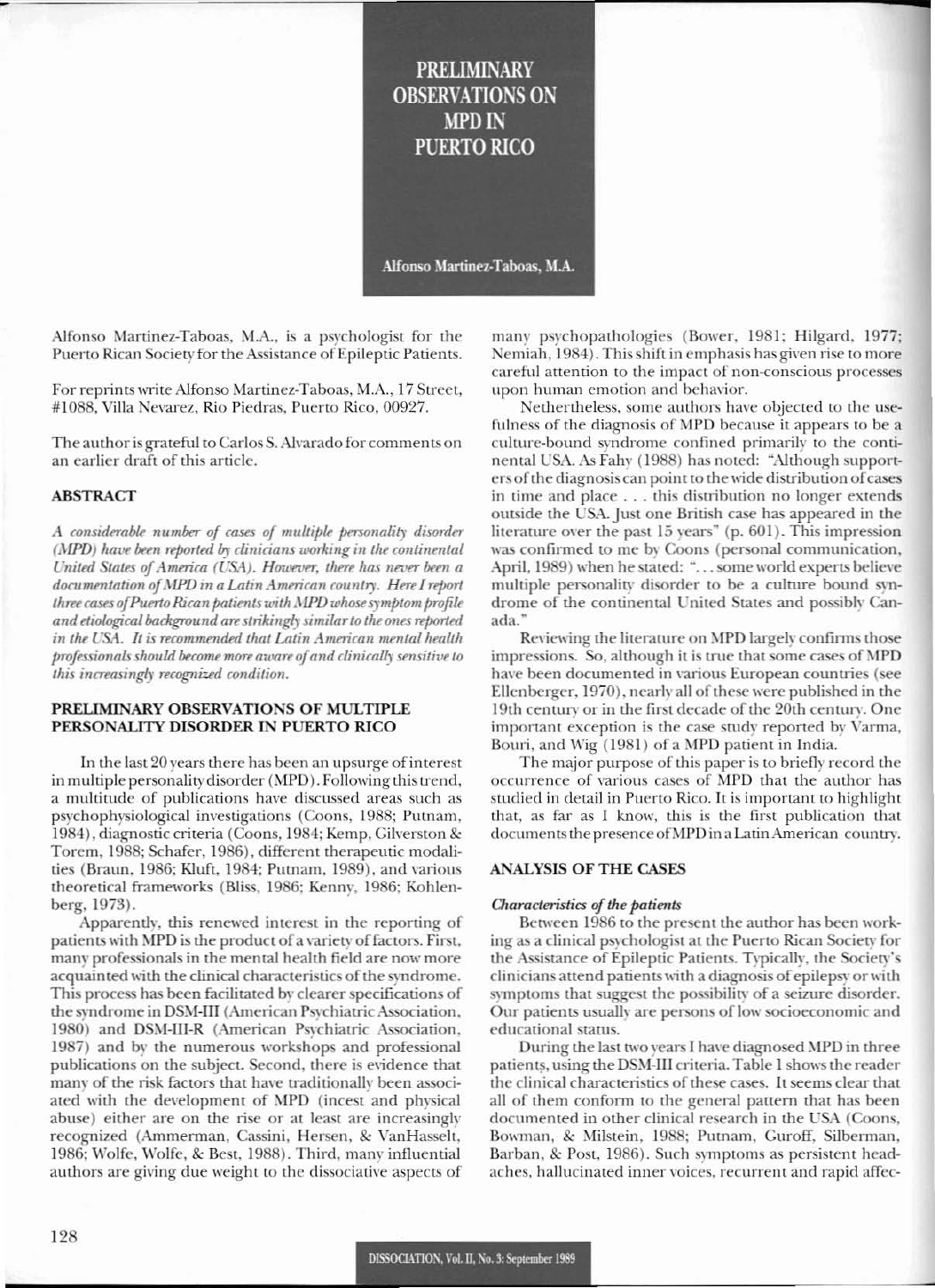# PRELIMINARY OBSERVATIONS ON MPD IN PUERTO RICO

Alfonso Martinez-Taboas, M.A.

Alfonso Martinez-Taboas, M.A., is a psychologist for the Puerto Rican Society for the Assistance of Epileptic Patients.

For reprints write Alfonso Martinez-Taboas, M.A., 17 Street, #1088, Villa Nevarez, Rio Piedras, Puerto Rico, 00927.

The author is grateful to Carlos S. Alvarado for comments on an earlier draft of this article.

## ABSTRACT

*A considerable number of cases of multiple personality disorder (MPD) have been reported by clinicians working in the continental United States of America (USA). However, there has never been a documentation of MPD in a Latin American country. Here I report three cases of Puerto Rican patients with MPD whose symptom profile and etiological background are strikingly similar to the ones reported in the USA. It is recommended that Latin American mental health professionals should become more aware of and clinically sensitive to this increasingly recognized condition.*

## PRELIMINARY OBSERVATIONS OF MULTIPLE PERSONALITY DISORDER IN PUERTO RICO

In the last 20 years there has been an upsurge of interest in multiple personality disorder (MPD). Following this trend, a multitude of publications have discussed areas such as psychophysiological investigations (Coons, 1988; Putnam, 1984), diagnostic criteria (Coons, 1984; Kemp, Gilverston & Torem, 1988; Schafer, 1986), different therapeutic modalities (Braun, 1986; Kluft, 1984; Putnam, 1989), and various theoretical frameworks (Bliss, 1986; Kenny, 1986; Kohlenberg, 1973).

Apparently, this renewed interest in the reporting of patients with MPD is the product of a variety of factors. First, many professionals in the mental health field are now more acquainted with the clinical characteristics of the syndrome. This process has been facilitated by clearer specifications of the syndrome in DSM-III (American Psychiatric Association, 1980) and DSM-III-R (American Psychiatric Association, 1987) and by the numerous workshops and professional publications on the subject. Second, there is evidence that many of the risk factors that have traditionally been associated with the development of MPD (incest and physical abuse) either are on the rise or at least are increasingly recognized (Ammerman, Cassini, Hersen, & VanHasselt, 1986; Wolfe, Wolfe, & Best, 1988). Third, many influential authors are giving due weight to the dissociative aspects of many psychopathologies (Bower, 1981; Hilgard, 1977; Nemiah, 1984). This shift in emphasis has given rise to more careful attention to the impact of non-conscious processes upon human emotion and behavior.

Nethertheless, some authors have objected to the usefulness of the diagnosis of MPD because it appears to be a culture-bound syndrome confined primarily to the continental USA. As Fahy (1988) has noted: "Although supporters of the diagnosis can point to the wide distribution of cases in time and place . . . this distribution no longer extends outside the USA. Just one British case has appeared in the literature over the past 15 years" (p. 601). This impression was confirmed to me by Coons (personal communication, April, 1989) when he stated: "... some world experts believe multiple personality disorder to be a culture bound syndrome of the continental United States and possibly Canada."

Reviewing the literature on MPD largely confirms those impressions. So, although it is true that some cases of MPD have been documented in various European countries (see Ellenberger, 1970), nearly all of these were published in the 19th century or in the first decade of the 20th century. One important exception is the case study reported by Varma, Bouri, and Wig (1981) of a MPD patient in India.

The major purpose of this paper is to briefly record the occurrence of various cases of MPD that the author has studied in detail in Puerto Rico. It is important to highlight that, as far as I know, this is the first publication that documents the presence of MPD in a Latin American country.

## ANALYSIS OF THE CASES

### *Characteristics of the patients*

Between 1986 to the present the author has been working as a clinical psychologist at the Puerto Rican Society for the Assistance of Epileptic Patients. Typically, the Society's clinicians attend patients with a diagnosis of epilepsy or with symptoms that suggest the possibility of a seizure disorder. Our patients usually are persons of low socioeconomic and educational status.

During the last two years I have diagnosed MPD in three patients, using the DSM-III criteria. Table 1 shows the reader the clinical characteristics of these cases. It seems clear that all of them conform to the general pattern that has been documented in other clinical research in the USA (Coons, Bowman, & Milstein, 1988; Putnam, Guroff, Silberman, Barban, & Post, 1986). Such symptoms as persistent headaches, hallucinated inner voices, recurrent and rapid affec-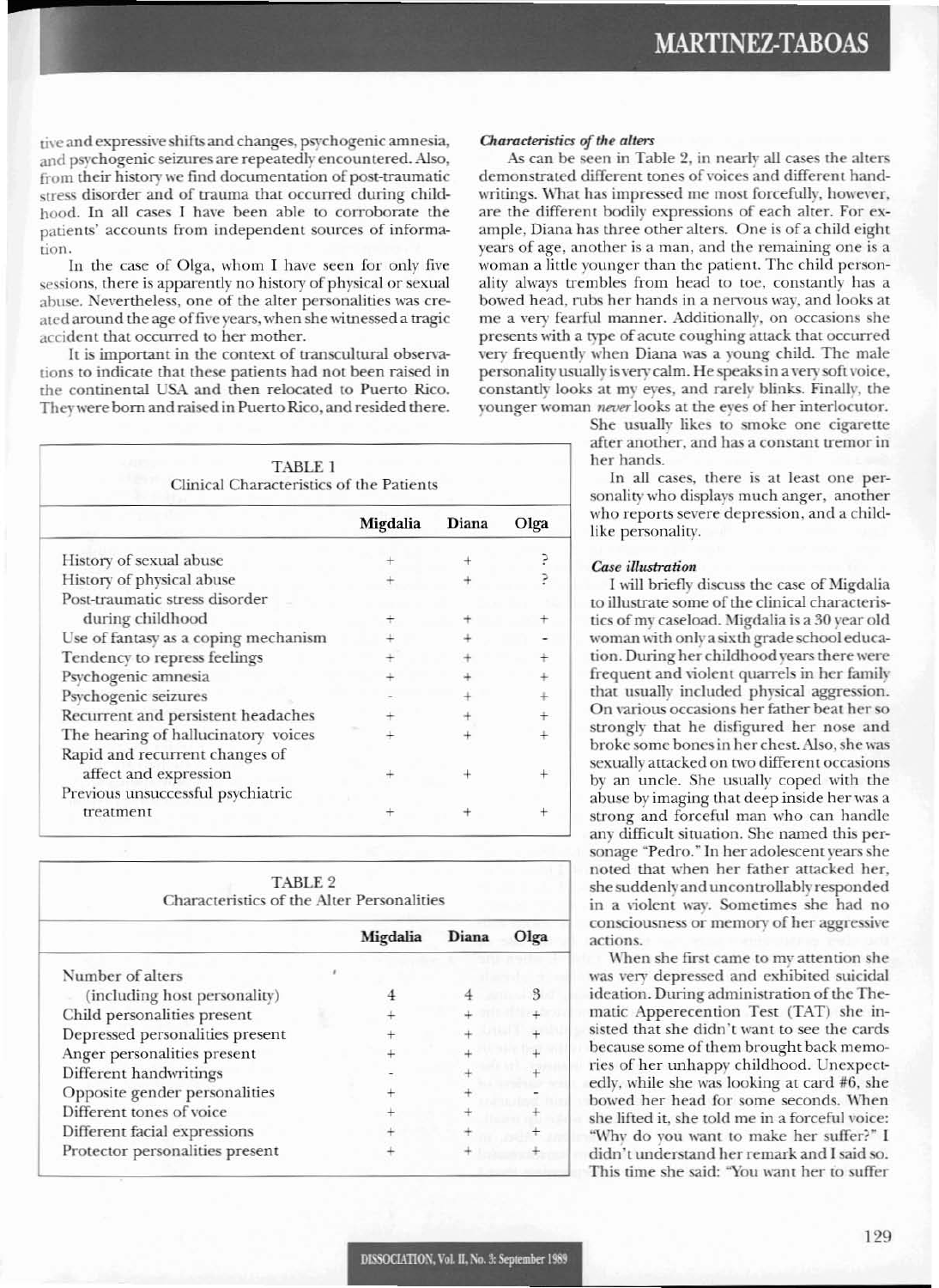tive and expressive shifts and changes, psychogenic amnesia, and psychogenic seizures are repeatedly encountered. Also, from their history we find documentation of post-traumatic stress disorder and of trauma that occurred during childhood. In all cases I have been able to corroborate the patients' accounts from independent sources of information.

In the case of Olga, whom I have seen for only five sessions, there is apparently no history of physical or sexual abuse. Nevertheless, one of the alter personalities was created around the age of five years, when she witnessed a tragic accident that occurred to her mother.

It is important in the context of transcultural observations to indicate that these patients had not been raised in the continental USA and then relocated to Puerto Rico. They were born and raised in Puerto Rico, and resided there.

TABLE 1
Clinical Characteristics of the Patients

| | Migdalia | Diana | Olga |
|---|---|---|---|
| History of sexual abuse | + | + | ? |
| History of physical abuse | + | + | ? |
| Post-traumatic stress disorder during childhood | + | + | + |
| Use of fantasy as a coping mechanism | + | + | - |
| Tendency to repress feelings | + | + | + |
| Psychogenic amnesia | + | + | + |
| Psychogenic seizures | - | + | + |
| Recurrent and persistent headaches | + | + | + |
| The hearing of hallucinatory voices | + | + | + |
| Rapid and recurrent changes of affect and expression | + | + | + |
| Previous unsuccessful psychiatric treatment | + | + | + |

TABLE 2
Characteristics of the Alter Personalities

| | Migdalia | Diana | Olga |
|---|---|---|---|
| Number of alters (including host personality) | 4 | 4 | 3 |
| Child personalities present | + | + | + |
| Depressed personalities present | + | + | + |
| Anger personalities present | + | + | + |
| Different handwritings | - | + | + |
| Opposite gender personalities | + | + | - |
| Different tones of voice | + | + | + |
| Different facial expressions | + | + | + |
| Protector personalities present | + | + | + |

### *Characteristics of the alters*

As can be seen in Table 2, in nearly all cases the alters demonstrated different tones of voices and different handwritings. What has impressed me most forcefully, however, are the different bodily expressions of each alter. For example, Diana has three other alters. One is of a child eight years of age, another is a man, and the remaining one is a woman a little younger than the patient. The child personality always trembles from head to toe, constantly has a bowed head, rubs her hands in a nervous way, and looks at me a very fearful manner. Additionally, on occasions she presents with a type of acute coughing attack that occurred very frequently when Diana was a young child. The male personality usually is very calm. He speaks in a very soft voice, constantly looks at my eyes, and rarely blinks. Finally, the younger woman *never* looks at the eyes of her interlocutor. She usually likes to smoke one cigarette after another, and has a constant tremor in her hands.

In all cases, there is at least one personality who displays much anger, another who reports severe depression, and a childlike personality.

### *Case illustration*

I will briefly discuss the case of Migdalia to illustrate some of the clinical characteristics of my caseload. Migdalia is a 30 year old woman with only a sixth grade school education. During her childhood years there were frequent and violent quarrels in her family that usually included physical aggression. On various occasions her father beat her so strongly that he disfigured her nose and broke some bones in her chest. Also, she was sexually attacked on two different occasions by an uncle. She usually coped with the abuse by imaging that deep inside her was a strong and forceful man who can handle any difficult situation. She named this personage "Pedro." In her adolescent years she noted that when her father attacked her, she suddenly and uncontrollably responded in a violent way. Sometimes she had no consciousness or memory of her aggressive actions.

When she first came to my attention she was very depressed and exhibited suicidal ideation. During administration of the Thematic Apperecention Test (TAT) she insisted that she didn't want to see the cards because some of them brought back memories of her unhappy childhood. Unexpectedly, while she was looking at card #6, she bowed her head for some seconds. When she lifted it, she told me in a forceful voice: "Why do you want to make her suffer?" I didn't understand her remark and I said so. This time she said: "You want her to suffer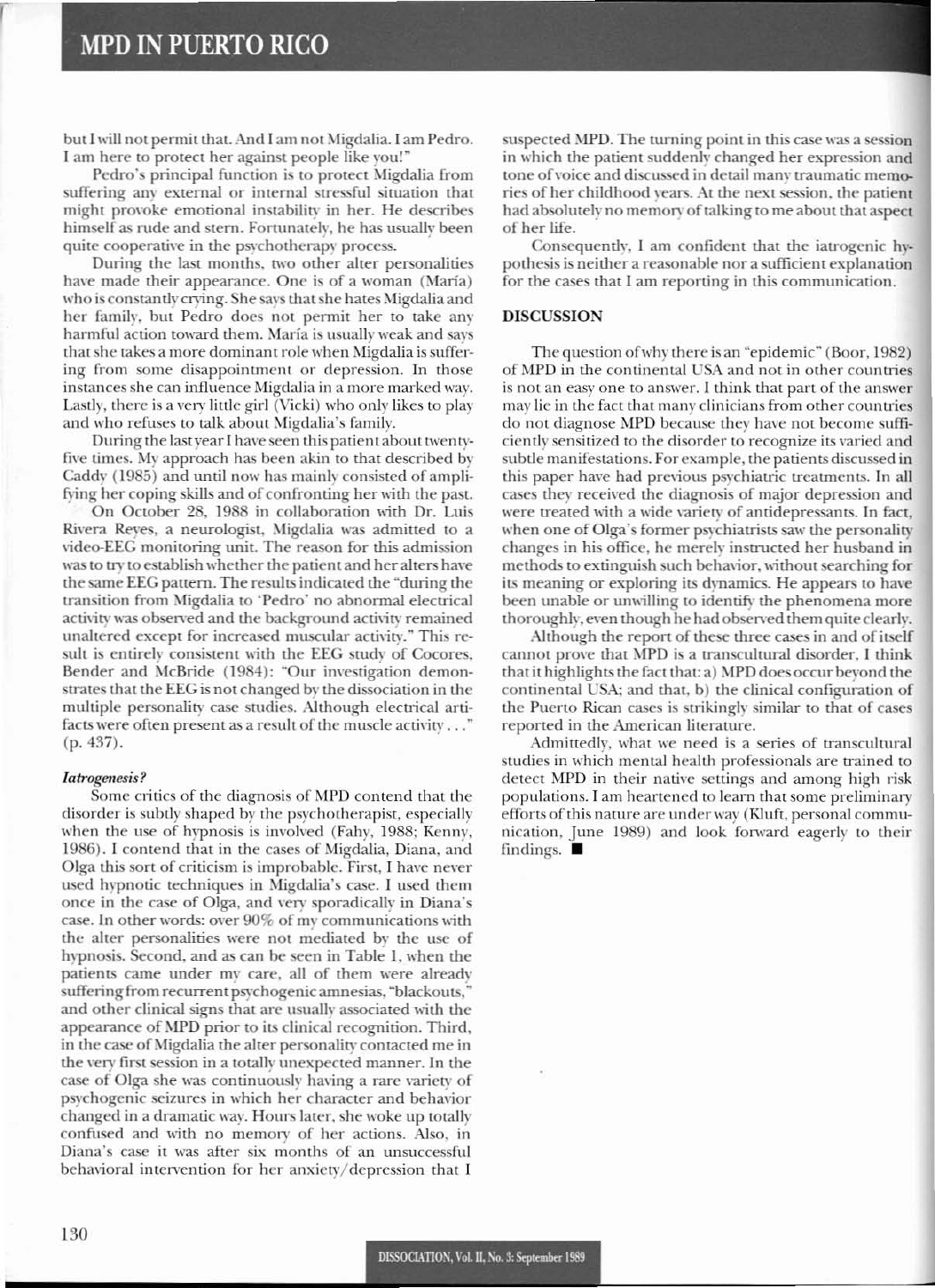but I will not permit that. And I am not Migdalia. I am Pedro. I am here to protect her against people like you!"

Pedro's principal function is to protect Migdalia from suffering any external or internal stressful situation that might provoke emotional instability in her. He describes himself as rude and stern. Fortunately, he has usually been quite cooperative in the psychotherapy process.

During the last months, two other alter personalities have made their appearance. One is of a woman (María) who is constantly crying. She says that she hates Migdalia and her family, but Pedro does not permit her to take any harmful action toward them. María is usually weak and says that she takes a more dominant role when Migdalia is suffering from some disappointment or depression. In those instances she can influence Migdalia in a more marked way. Lastly, there is a very little girl (Vicki) who only likes to play and who refuses to talk about Migdalia's family.

During the last year I have seen this patient about twenty-five times. My approach has been akin to that described by Caddy (1985) and until now has mainly consisted of amplifying her coping skills and of confronting her with the past.

On October 28, 1988 in collaboration with Dr. Luis Rivera Reyes, a neurologist, Migdalia was admitted to a video-EEG monitoring unit. The reason for this admission was to try to establish whether the patient and her alters have the same EEG pattern. The results indicated the "during the transition from Migdalia to 'Pedro' no abnormal electrical activity was observed and the background activity remained unaltered except for increased muscular activity." This result is entirely consistent with the EEG study of Cocores, Bender and McBride (1984): "Our investigation demonstrates that the EEG is not changed by the dissociation in the multiple personality case studies. Although electrical artifacts were often present as a result of the muscle activity . . ." (p. 437).

### *Iatrogenesis?*

Some critics of the diagnosis of MPD contend that the disorder is subtly shaped by the psychotherapist, especially when the use of hypnosis is involved (Fahy, 1988; Kenny, 1986). I contend that in the cases of Migdalia, Diana, and Olga this sort of criticism is improbable. First, I have never used hypnotic techniques in Migdalia's case. I used them once in the case of Olga, and very sporadically in Diana's case. In other words: over 90% of my communications with the alter personalities were not mediated by the use of hypnosis. Second, and as can be seen in Table 1, when the patients came under my care, all of them were already suffering from recurrent psychogenic amnesias, "blackouts," and other clinical signs that are usually associated with the appearance of MPD prior to its clinical recognition. Third, in the case of Migdalia the alter personality contacted me in the very first session in a totally unexpected manner. In the case of Olga she was continuously having a rare variety of psychogenic seizures in which her character and behavior changed in a dramatic way. Hours later, she woke up totally confused and with no memory of her actions. Also, in Diana's case it was after six months of an unsuccessful behavioral intervention for her anxiety/depression that I suspected MPD. The turning point in this case was a session in which the patient suddenly changed her expression and tone of voice and discussed in detail many traumatic memories of her childhood years. At the next session, the patient had absolutely no memory of talking to me about that aspect of her life.

Consequently, I am confident that the iatrogenic hypothesis is neither a reasonable nor a sufficient explanation for the cases that I am reporting in this communication.

## DISCUSSION

The question of why there is an "epidemic" (Boor, 1982) of MPD in the continental USA and not in other countries is not an easy one to answer. I think that part of the answer may lie in the fact that many clinicians from other countries do not diagnose MPD because they have not become sufficiently sensitized to the disorder to recognize its varied and subtle manifestations. For example, the patients discussed in this paper have had previous psychiatric treatments. In all cases they received the diagnosis of major depression and were treated with a wide variety of antidepressants. In fact, when one of Olga's former psychiatrists saw the personality changes in his office, he merely instructed her husband in methods to extinguish such behavior, without searching for its meaning or exploring its dynamics. He appears to have been unable or unwilling to identify the phenomena more thoroughly, even though he had observed them quite clearly.

Although the report of these three cases in and of itself cannot prove that MPD is a transcultural disorder, I think that it highlights the fact that: a) MPD does occur beyond the continental USA; and that, b) the clinical configuration of the Puerto Rican cases is strikingly similar to that of cases reported in the American literature.

Admittedly, what we need is a series of transcultural studies in which mental health professionals are trained to detect MPD in their native settings and among high risk populations. I am heartened to learn that some preliminary efforts of this nature are under way (Kluft, personal communication, June 1989) and look forward eagerly to their findings. ■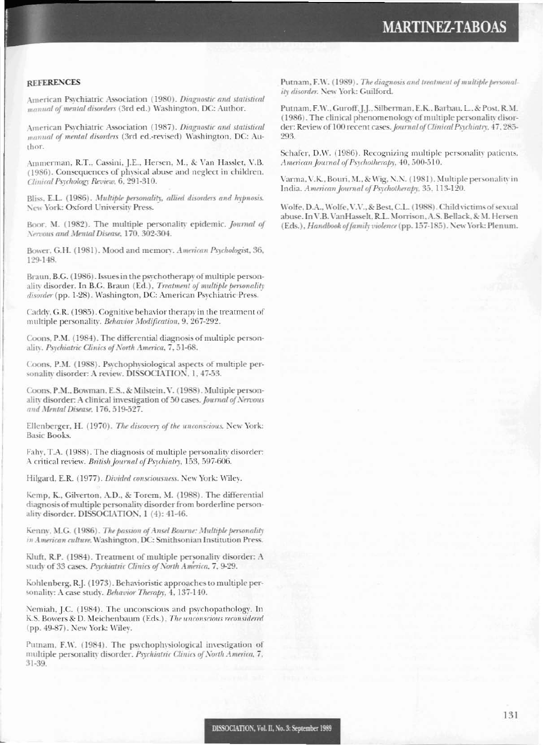## REFERENCES

American Psychiatric Association (1980). *Diagnostic and statistical manual of mental disorders* (3rd ed.) Washington, DC: Author.

American Psychiatric Association (1987). *Diagnostic and statistical manual of mental disorders* (3rd ed.-revised) Washington, DC: Author.

Ammerman, R.T., Cassini, J.E., Hersen, M., & Van Hasslet, V.B. (1986). Consequences of physical abuse and neglect in children. *Clinical Psychology Review*, 6, 291-310.

Bliss, E.L. (1986). *Multiple personality, allied disorders and hypnosis.* New York: Oxford University Press.

Boor, M. (1982). The multiple personality epidemic. *Journal of Nervous and Mental Disease*, 170, 302-304.

Bower, G.H. (1981). Mood and memory. *American Psychologist*, 36, 129-148.

Braun, B.G. (1986). Issues in the psychotherapy of multiple personality disorder. In B.G. Braun (Ed.), *Treatment of multiple personality disorder* (pp. 1-28). Washington, DC: American Psychiatric Press.

Caddy, G.R. (1985). Cognitive behavior therapy in the treatment of multiple personality. *Behavior Modification*, 9, 267-292.

Coons, P.M. (1984). The differential diagnosis of multiple personality. *Psychiatric Clinics of North America*, 7, 51-68.

Coons, P.M. (1988). Psychophysiological aspects of multiple personality disorder: A review. DISSOCIATION, 1, 47-53.

Coons, P.M., Bowman, E.S., & Milstein, V. (1988). Multiple personality disorder: A clinical investigation of 50 cases. *Journal of Nervous and Mental Disease*, 176, 519-527.

Ellenberger, H. (1970). *The discovery of the unconscious.* New York: Basic Books.

Fahy, T.A. (1988). The diagnosis of multiple personality disorder: A critical review. *British Journal of Psychiatry*, 153, 597-606.

Hilgard, E.R. (1977). *Divided consciousness.* New York: Wiley.

Kemp, K., Gilverton, A.D., & Torem, M. (1988). The differential diagnosis of multiple personality disorder from borderline personality disorder. DISSOCIATION, 1 (4): 41-46.

Kenny, M.G. (1986). *The passion of Ansel Bourne: Multiple personality in American culture.* Washington, DC: Smithsonian Institution Press.

Kluft, R.P. (1984). Treatment of multiple personality disorder: A study of 33 cases. *Psychiatric Clinics of North America*, 7, 9-29.

Kohlenberg, R.J. (1973). Behavioristic approaches to multiple personality: A case study. *Behavior Therapy*, 4, 137-140.

Nemiah, J.C. (1984). The unconscious and psychopathology. In K.S. Bowers & D. Meichenbaum (Eds.), *The unconscious reconsidered* (pp. 49-87). New York: Wiley.

Putnam, F.W. (1984). The psychophysiological investigation of multiple personality disorder. *Psychiatric Clinics of North America*, 7, 31-39.

Putnam, F.W. (1989). *The diagnosis and treatment of multiple personality disorder.* New York: Guilford.

Putnam, F.W., Guroff, J.J., Silberman, E.K., Barban, L., & Post, R.M. (1986). The clinical phenomenology of multiple personality disorder: Review of 100 recent cases. *Journal of Clinical Psychiatry*, 47, 285-293.

Schafer, D.W. (1986). Recognizing multiple personality patients. *American Journal of Psychotherapy*, 40, 500-510.

Varma, V.K., Bouri, M., & Wig, N.N. (1981). Multiple personality in India. *American Journal of Psychotherapy*, 35, 113-120.

Wolfe, D.A., Wolfe, V.V., & Best, C.L. (1988). Child victims of sexual abuse. In V.B. VanHasselt, R.L. Morrison, A.S. Bellack, & M. Hersen (Eds.), *Handbook of family violence* (pp. 157-185). New York: Plenum.